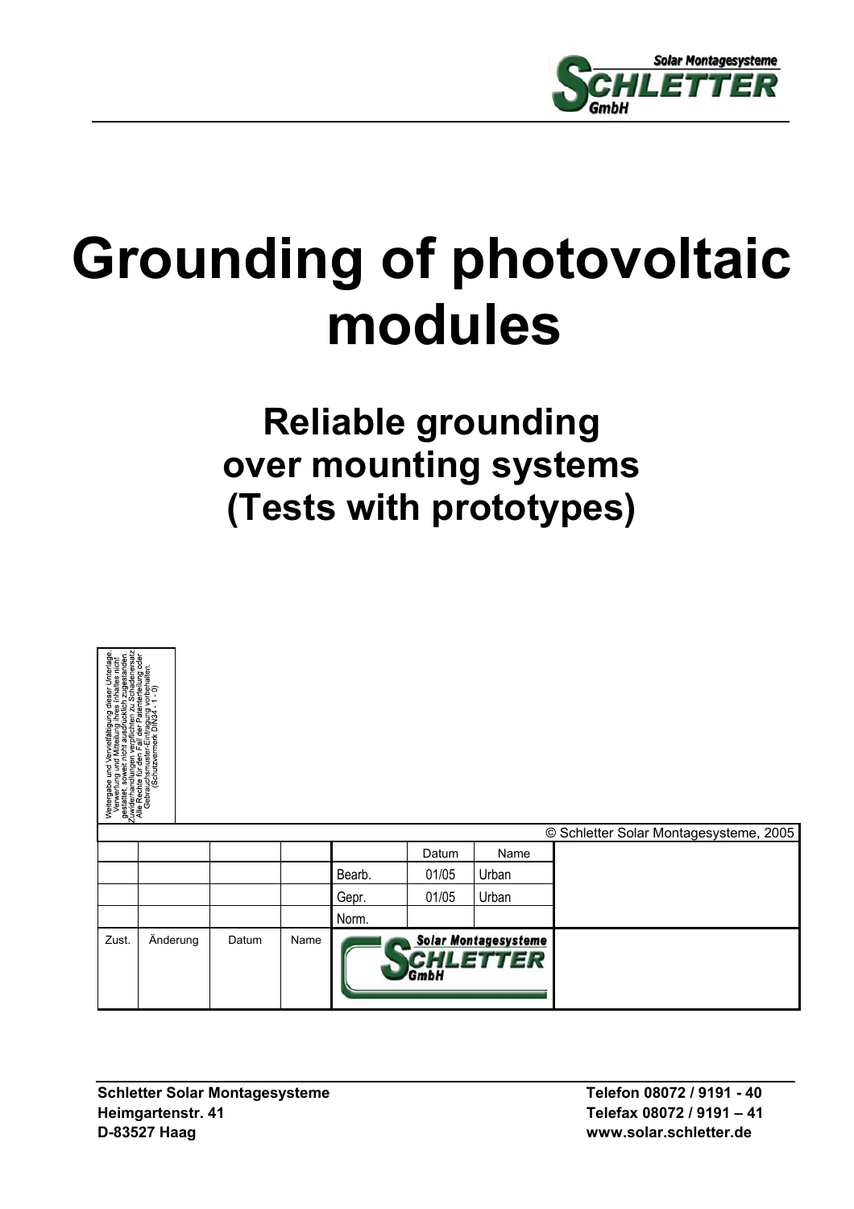Solar Montagesysteme
SCHLETTER
GmbH

# Grounding of photovoltaic modules

## Reliable grounding over mounting systems (Tests with prototypes)

Weitergabe und Vervielfältigung dieser Unterlage, Verwertung und Mitteilung ihres Inhaltes nicht gestattet, soweit nicht ausdrücklich zugestanden. Zuwiderhandlungen verpflichten zu Schadenersatz. Alle Rechte für den Fall der Patenterteilung oder Gebrauchsmuster-Eintragung vorbehalten. (Schutzvermerk DIN34 - 1 - 0)

© Schletter Solar Montagesysteme, 2005

| | | | | | Datum | Name | |
|---|---|---|---|---|---|---|---|
| | | | | Bearb. | 01/05 | Urban | |
| | | | | Gepr. | 01/05 | Urban | |
| | | | | Norm. | | | |
| Zust. | Änderung | Datum | Name | Solar Montagesysteme SCHLETTER GmbH | | | |

Schletter Solar Montagesysteme
Heimgartenstr. 41
D-83527 Haag

Telefon 08072 / 9191 - 40
Telefax 08072 / 9191 – 41
www.solar.schletter.de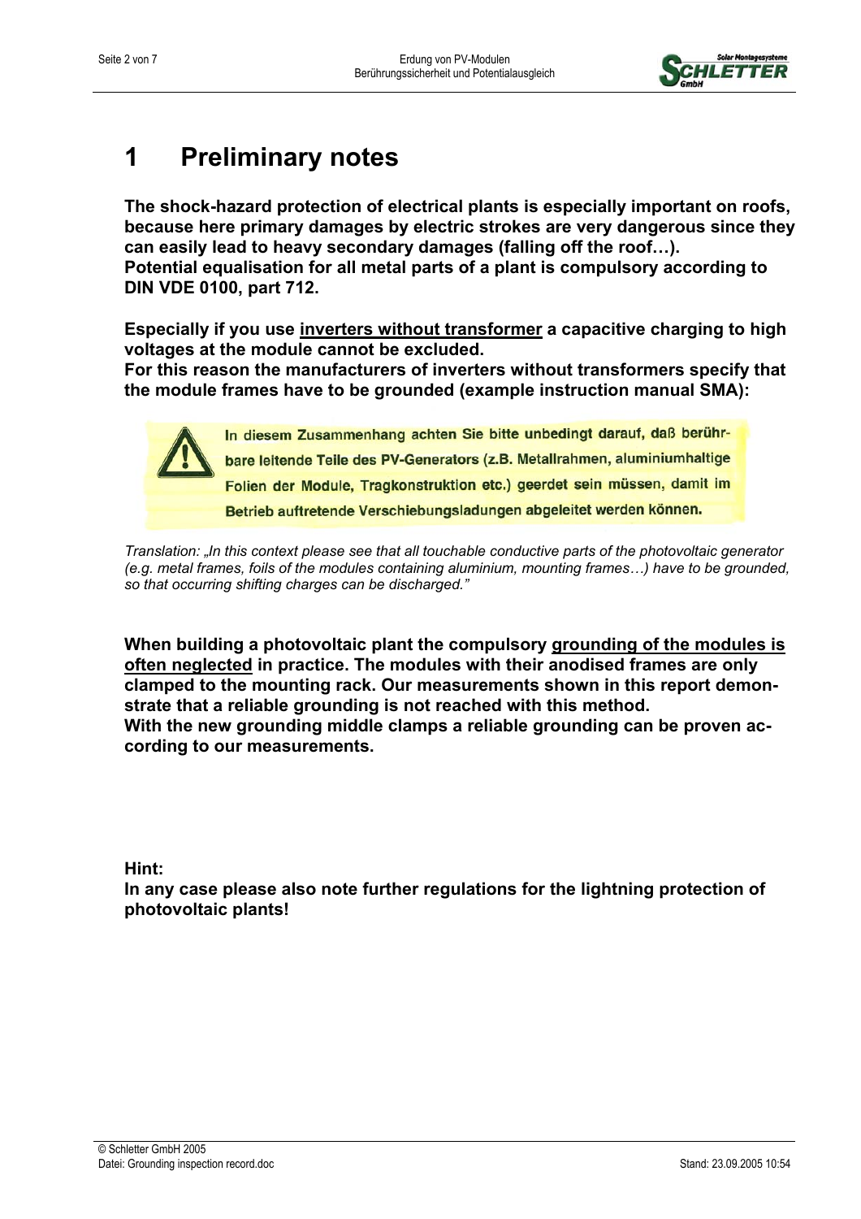# 1 Preliminary notes

**The shock-hazard protection of electrical plants is especially important on roofs, because here primary damages by electric strokes are very dangerous since they can easily lead to heavy secondary damages (falling off the roof…).**
**Potential equalisation for all metal parts of a plant is compulsory according to DIN VDE 0100, part 712.**

**Especially if you use inverters without transformer a capacitive charging to high voltages at the module cannot be excluded.**
**For this reason the manufacturers of inverters without transformers specify that the module frames have to be grounded (example instruction manual SMA):**

> In diesem Zusammenhang achten Sie bitte unbedingt darauf, daß berührbare leitende Teile des PV-Generators (z.B. Metallrahmen, aluminiumhaltige Folien der Module, Tragkonstruktion etc.) geerdet sein müssen, damit im Betrieb auftretende Verschiebungsladungen abgeleitet werden können.

*Translation: „In this context please see that all touchable conductive parts of the photovoltaic generator (e.g. metal frames, foils of the modules containing aluminium, mounting frames…) have to be grounded, so that occurring shifting charges can be discharged."*

**When building a photovoltaic plant the compulsory grounding of the modules is often neglected in practice. The modules with their anodised frames are only clamped to the mounting rack. Our measurements shown in this report demonstrate that a reliable grounding is not reached with this method.**
**With the new grounding middle clamps a reliable grounding can be proven according to our measurements.**

**Hint:**
**In any case please also note further regulations for the lightning protection of photovoltaic plants!**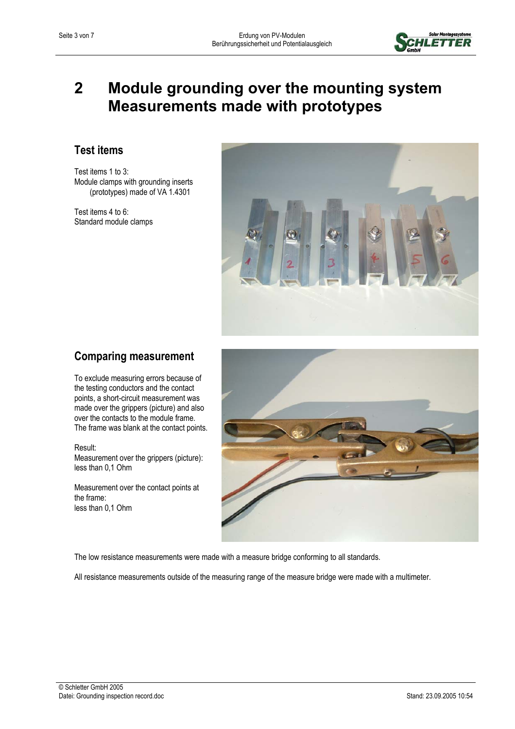# 2 Module grounding over the mounting system Measurements made with prototypes

## Test items

Test items 1 to 3:
Module clamps with grounding inserts (prototypes) made of VA 1.4301

Test items 4 to 6:
Standard module clamps

## Comparing measurement

To exclude measuring errors because of the testing conductors and the contact points, a short-circuit measurement was made over the grippers (picture) and also over the contacts to the module frame. The frame was blank at the contact points.

Result:
Measurement over the grippers (picture): less than 0,1 Ohm

Measurement over the contact points at the frame:
less than 0,1 Ohm

The low resistance measurements were made with a measure bridge conforming to all standards.

All resistance measurements outside of the measuring range of the measure bridge were made with a multimeter.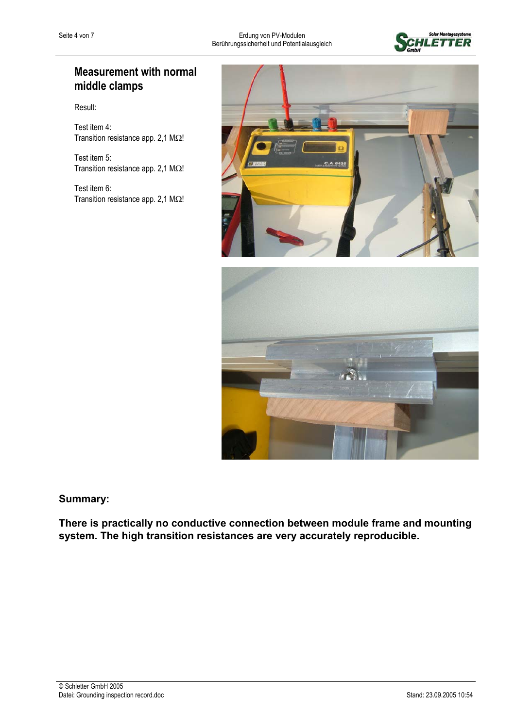## Measurement with normal middle clamps

Result:

Test item 4:
Transition resistance app. 2,1 MΩ!

Test item 5:
Transition resistance app. 2,1 MΩ!

Test item 6:
Transition resistance app. 2,1 MΩ!

**Summary:**

**There is practically no conductive connection between module frame and mounting system. The high transition resistances are very accurately reproducible.**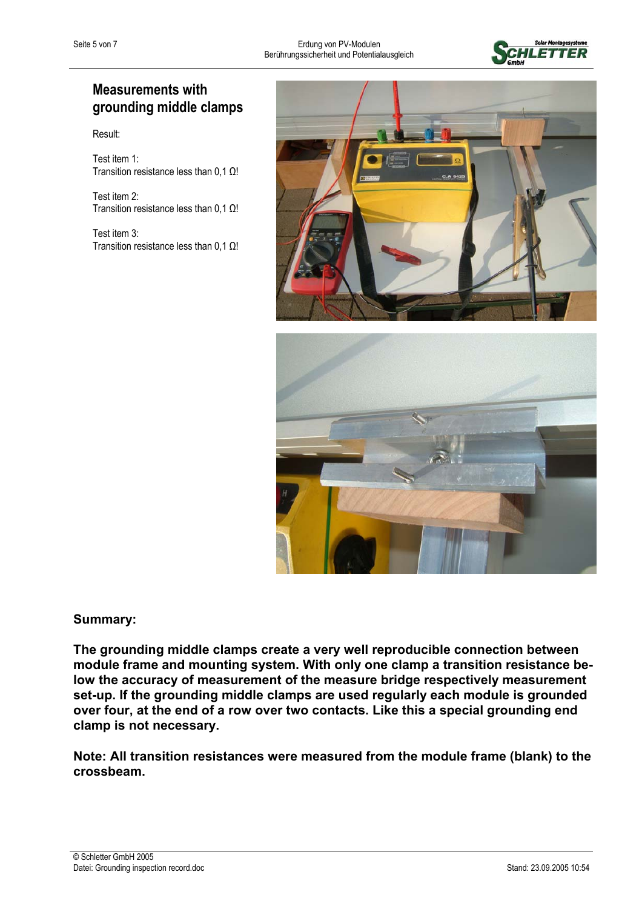## Measurements with grounding middle clamps

Result:

Test item 1:
Transition resistance less than 0,1 Ω!

Test item 2:
Transition resistance less than 0,1 Ω!

Test item 3:
Transition resistance less than 0,1 Ω!

**Summary:**

**The grounding middle clamps create a very well reproducible connection between module frame and mounting system. With only one clamp a transition resistance below the accuracy of measurement of the measure bridge respectively measurement set-up. If the grounding middle clamps are used regularly each module is grounded over four, at the end of a row over two contacts. Like this a special grounding end clamp is not necessary.**

**Note: All transition resistances were measured from the module frame (blank) to the crossbeam.**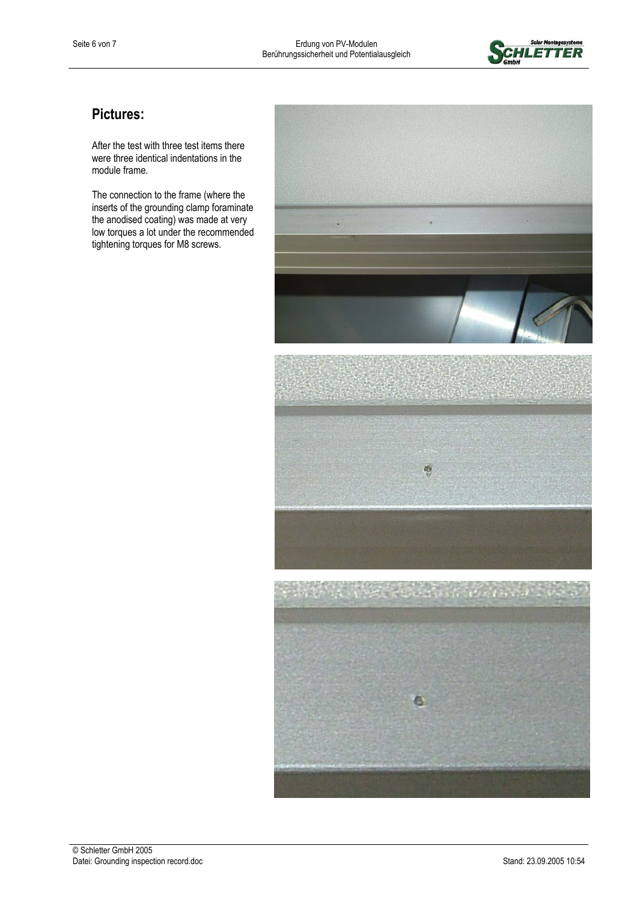## Pictures:

After the test with three test items there were three identical indentations in the module frame.

The connection to the frame (where the inserts of the grounding clamp foraminate the anodised coating) was made at very low torques a lot under the recommended tightening torques for M8 screws.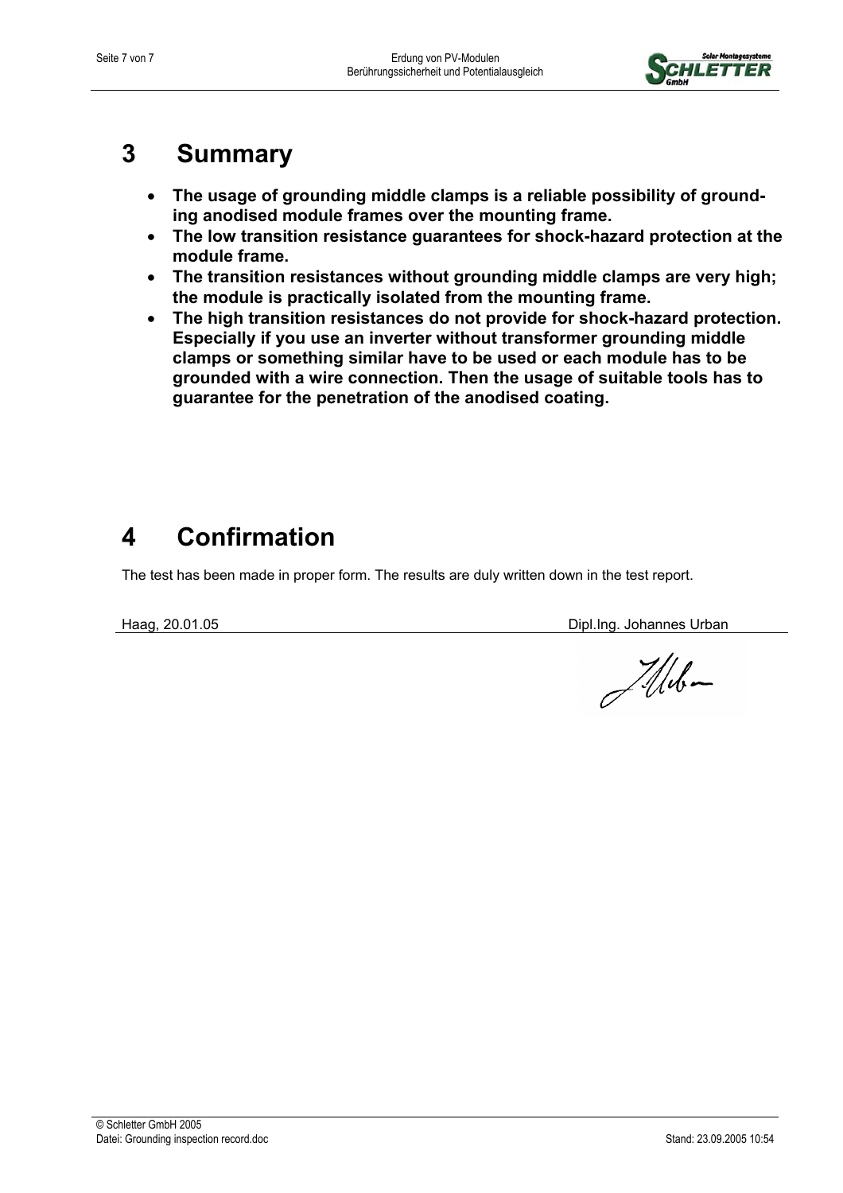# 3 Summary

- **The usage of grounding middle clamps is a reliable possibility of grounding anodised module frames over the mounting frame.**
- **The low transition resistance guarantees for shock-hazard protection at the module frame.**
- **The transition resistances without grounding middle clamps are very high; the module is practically isolated from the mounting frame.**
- **The high transition resistances do not provide for shock-hazard protection. Especially if you use an inverter without transformer grounding middle clamps or something similar have to be used or each module has to be grounded with a wire connection. Then the usage of suitable tools has to guarantee for the penetration of the anodised coating.**

# 4 Confirmation

The test has been made in proper form. The results are duly written down in the test report.

Haag, 20.01.05 Dipl.Ing. Johannes Urban